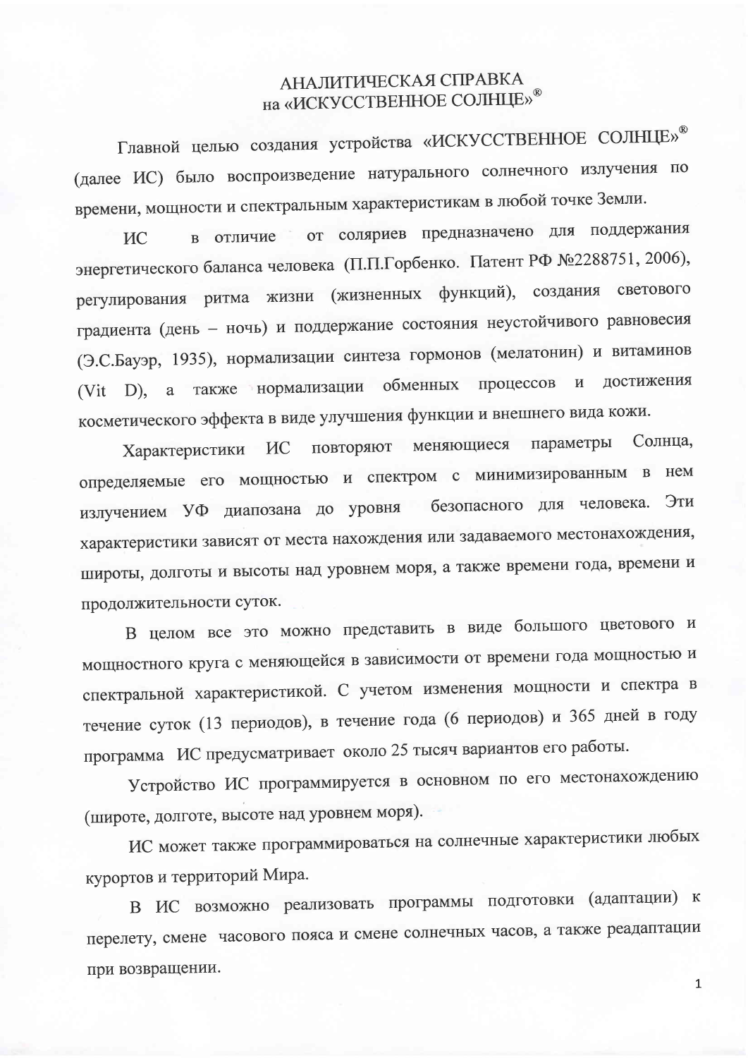# АНАЛИТИЧЕСКАЯ СПРАВКА на «ИСКУССТВЕННОЕ СОЛНЦЕ»®

Главной целью создания устройства «ИСКУССТВЕННОЕ СОЛНЦЕ»® (далее ИС) было воспроизведение натурального солнечного излучения по времени, мощности и спектральным характеристикам в любой точке Земли.

ИС в отличие от соляриев предназначено для поддержания энергетического баланса человека (П.П.Горбенко. Патент РФ №2288751, 2006), регулирования ритма жизни (жизненных функций), создания светового градиента (день – ночь) и поддержание состояния неустойчивого равновесия (Э.С.Бауэр, 1935), нормализации синтеза гормонов (мелатонин) и витаминов (Vit D), а также нормализации обменных процессов и достижения косметического эффекта в виде улучшения функции и внешнего вида кожи.

Характеристики ИС повторяют меняющиеся параметры Солнца, определяемые его мощностью и спектром с минимизированным в нем излучением УФ диапозана до уровня безопасного для человека. Эти характеристики зависят от места нахождения или задаваемого местонахождения, широты, долготы и высоты над уровнем моря, а также времени года, времени и продолжительности суток.

В целом все это можно представить в виде большого цветового и мощностного круга с меняющейся в зависимости от времени года мощностью и спектральной характеристикой. С учетом изменения мощности и спектра в течение суток (13 периодов), в течение года (6 периодов) и 365 дней в году программа ИС предусматривает около 25 тысяч вариантов его работы.

Устройство ИС программируется в основном по его местонахождению (широте, долготе, высоте над уровнем моря).

ИС может также программироваться на солнечные характеристики любых курортов и территорий Мира.

В ИС возможно реализовать программы подготовки (адаптации) к перелету, смене часового пояса и смене солнечных часов, а также реадаптации при возвращении.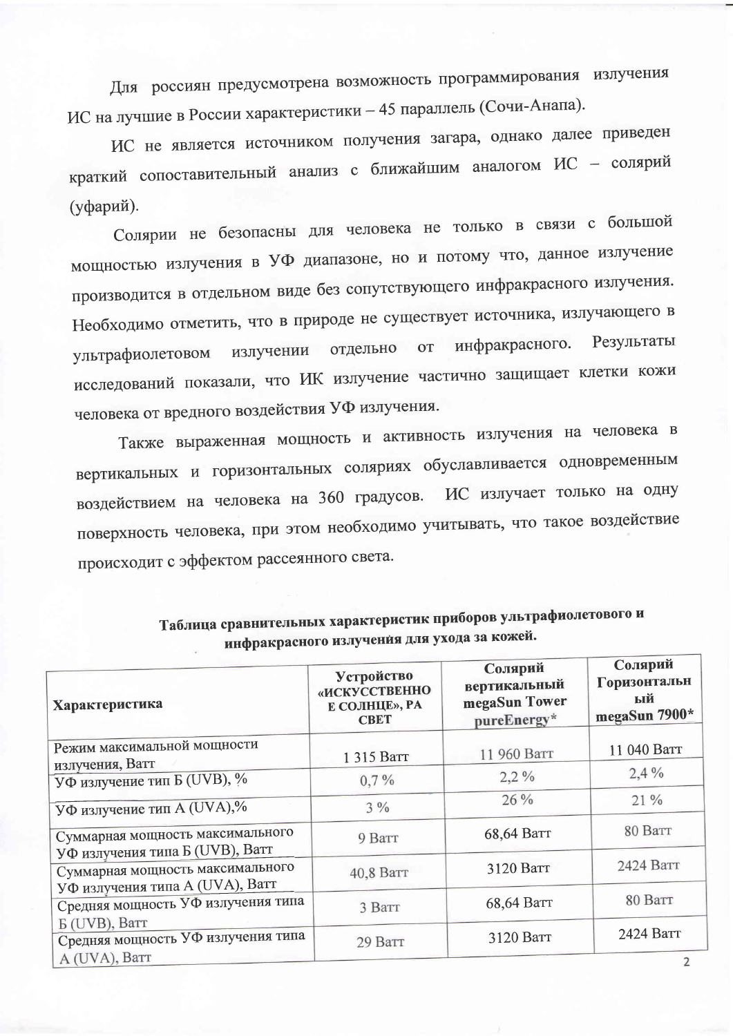Для россиян предусмотрена возможность программирования излучения ИС на лучшие в России характеристики – 45 параллель (Сочи-Анапа).

ИС не является источником получения загара, однако далее приведен краткий сопоставительный анализ с ближайшим аналогом ИС – солярий (уфарий).

Солярии не безопасны для человека не только в связи с большой мощностью излучения в УФ диапазоне, но и потому что, данное излучение производится в отдельном виде без сопутствующего инфракрасного излучения. Необходимо отметить, что в природе не существует источника, излучающего в ультрафиолетовом излучении отдельно от инфракрасного. Результаты исследований показали, что ИК излучение частично защищает клетки кожи человека от вредного воздействия УФ излучения.

Также выраженная мощность и активность излучения на человека в вертикальных и горизонтальных соляриях обуславливается одновременным воздействием на человека на 360 градусов. ИС излучает только на одну поверхность человека, при этом необходимо учитывать, что такое воздействие происходит с эффектом рассеянного света.

**Таблица сравнительных характеристик приборов ультрафиолетового и инфракрасного излучения для ухода за кожей.**

| Характеристика | Устройство «ИСКУССТВЕННОЕ СОЛНЦЕ», РА СВЕТ | Солярий вертикальный megaSun Tower pureEnergy* | Солярий Горизонтальный megaSun 7900* |
|---|---|---|---|
| Режим максимальной мощности излучения, Ватт | 1 315 Ватт | 11 960 Ватт | 11 040 Ватт |
| УФ излучение тип Б (UVB), % | 0,7 % | 2,2 % | 2,4 % |
| УФ излучение тип А (UVA),% | 3 % | 26 % | 21 % |
| Суммарная мощность максимального УФ излучения типа Б (UVB), Ватт | 9 Ватт | 68,64 Ватт | 80 Ватт |
| Суммарная мощность максимального УФ излучения типа А (UVA), Ватт | 40,8 Ватт | 3120 Ватт | 2424 Ватт |
| Средняя мощность УФ излучения типа Б (UVB), Ватт | 3 Ватт | 68,64 Ватт | 80 Ватт |
| Средняя мощность УФ излучения типа А (UVA), Ватт | 29 Ватт | 3120 Ватт | 2424 Ватт |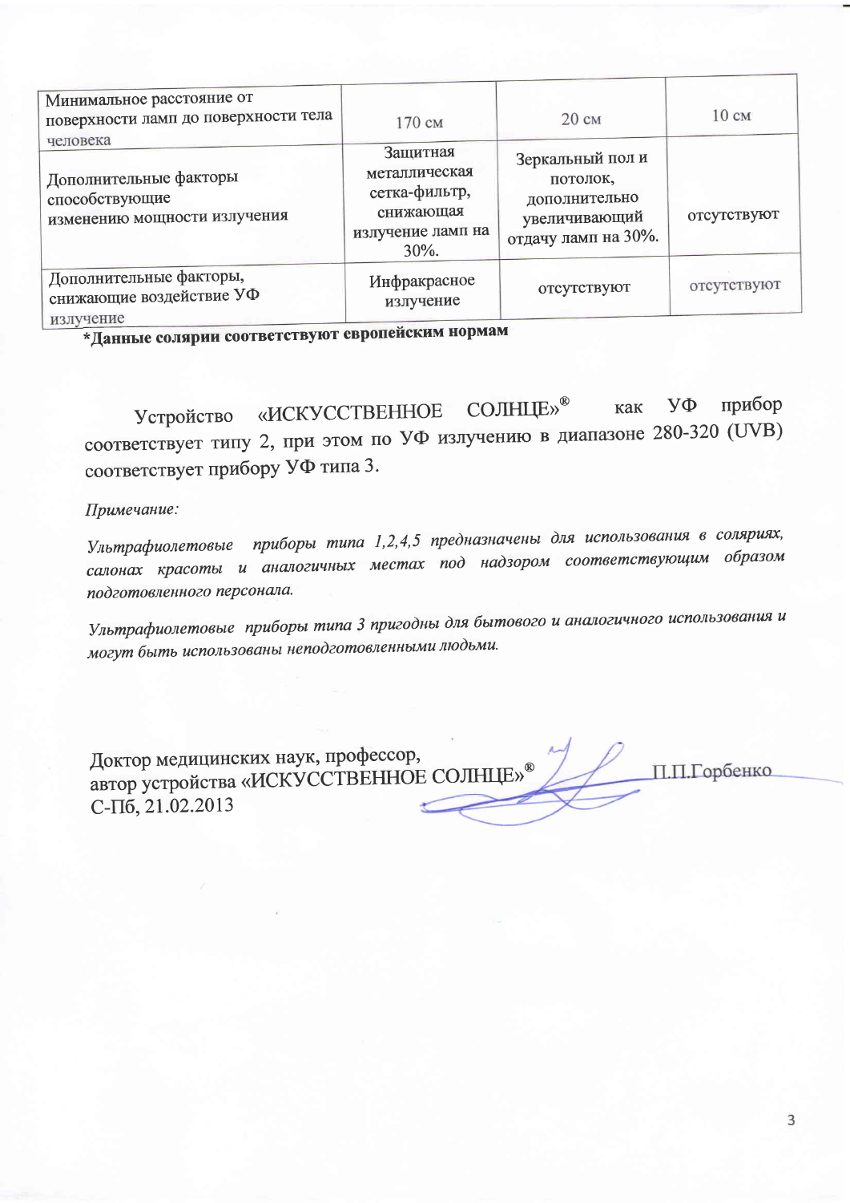| | | | |
|---|---|---|---|
| Минимальное расстояние от поверхности ламп до поверхности тела человека | 170 см | 20 см | 10 см |
| Дополнительные факторы способствующие изменению мощности излучения | Защитная металлическая сетка-фильтр, снижающая излучение ламп на 30%. | Зеркальный пол и потолок, дополнительно увеличивающий отдачу ламп на 30%. | отсутствуют |
| Дополнительные факторы, снижающие воздействие УФ излучение | Инфракрасное излучение | отсутствуют | отсутствуют |

***Данные солярии соответствуют европейским нормам**

Устройство «ИСКУССТВЕННОЕ СОЛНЦЕ»® как УФ прибор соответствует типу 2, при этом по УФ излучению в диапазоне 280-320 (UVB) соответствует прибору УФ типа 3.

*Примечание:*

*Ультрафиолетовые приборы типа 1,2,4,5 предназначены для использования в соляриях, салонах красоты и аналогичных местах под надзором соответствующим образом подготовленного персонала.*

*Ультрафиолетовые приборы типа 3 пригодны для бытового и аналогичного использования и могут быть использованы неподготовленными людьми.*

Доктор медицинских наук, профессор,
автор устройства «ИСКУССТВЕННОЕ СОЛНЦЕ»® П.П.Горбенко
С-Пб, 21.02.2013